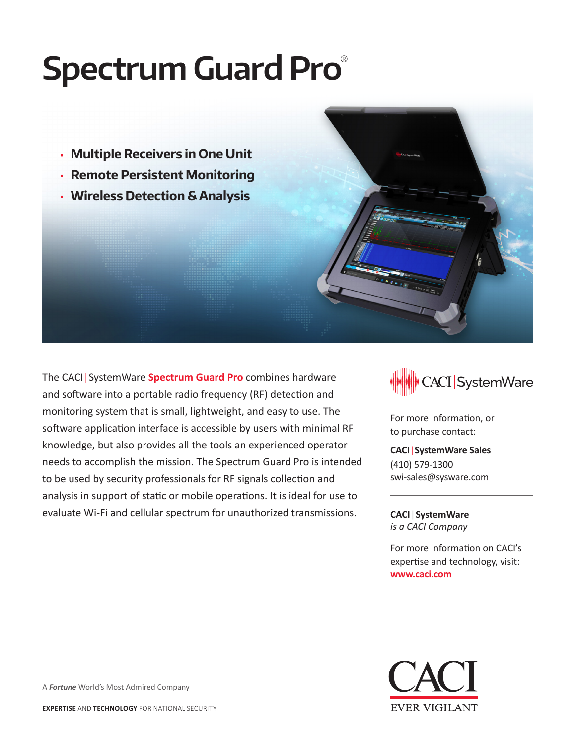# Spectrum Guard Pro®

- **Multiple Receivers in One Unit**
- **Remote Persistent Monitoring**
- **Wireless Detection & Analysis**

The CACI | SystemWare **Spectrum Guard Pro** combines hardware and software into a portable radio frequency (RF) detection and monitoring system that is small, lightweight, and easy to use. The software application interface is accessible by users with minimal RF knowledge, but also provides all the tools an experienced operator needs to accomplish the mission. The Spectrum Guard Pro is intended to be used by security professionals for RF signals collection and analysis in support of static or mobile operations. It is ideal for use to evaluate Wi-Fi and cellular spectrum for unauthorized transmissions.

CACI | SystemWare

For more information, or to purchase contact:

**CACI | SystemWare Sales**
(410) 579-1300
swi-sales@sysware.com

---

**CACI | SystemWare**
*is a CACI Company*

For more information on CACI's expertise and technology, visit:
**www.caci.com**

A ***Fortune*** World's Most Admired Company

**EXPERTISE** AND **TECHNOLOGY** FOR NATIONAL SECURITY

CACI
EVER VIGILANT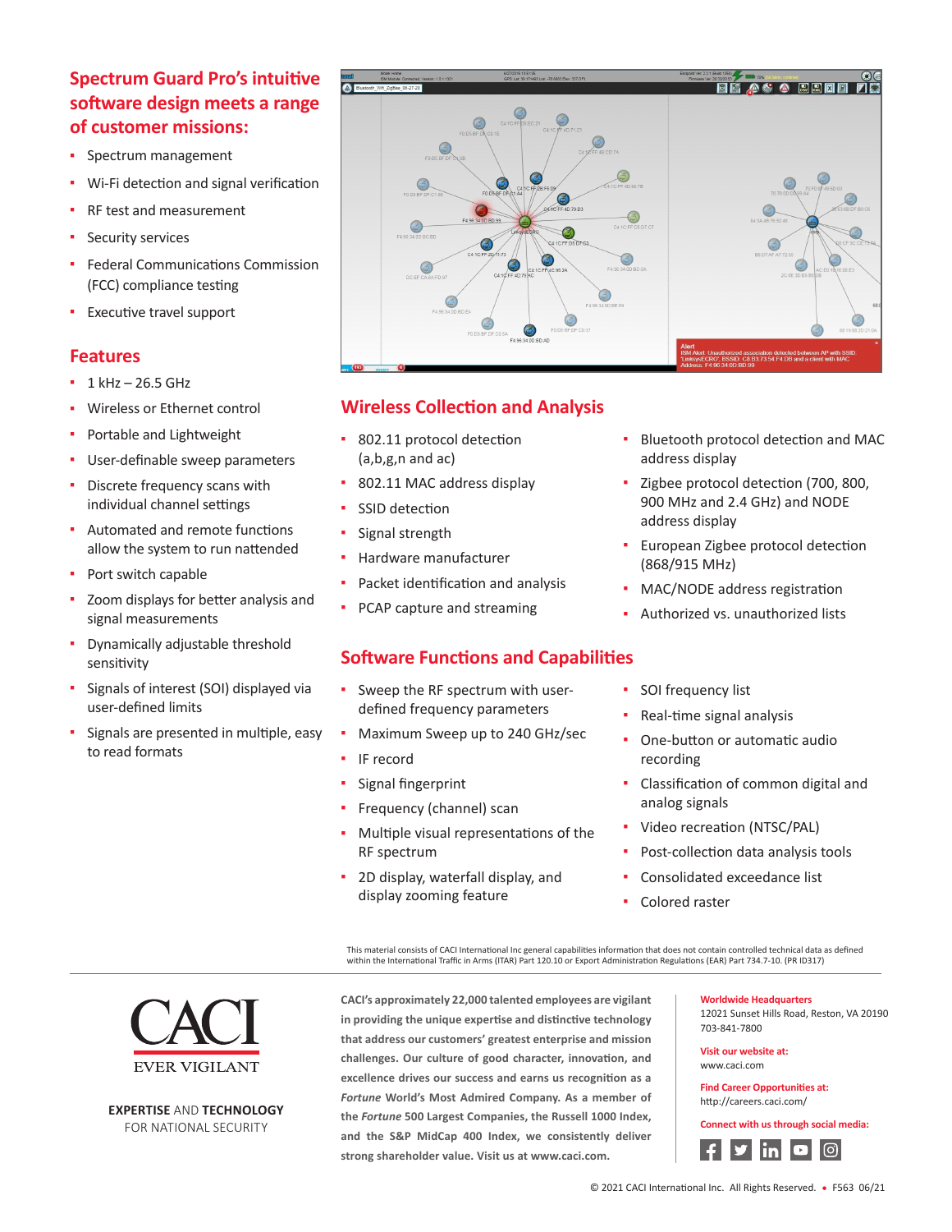## Spectrum Guard Pro's intuitive software design meets a range of customer missions:

- Spectrum management
- Wi-Fi detection and signal verification
- RF test and measurement
- Security services
- Federal Communications Commission (FCC) compliance testing
- Executive travel support

## Features

- 1 kHz – 26.5 GHz
- Wireless or Ethernet control
- Portable and Lightweight
- User-definable sweep parameters
- Discrete frequency scans with individual channel settings
- Automated and remote functions allow the system to run nattended
- Port switch capable
- Zoom displays for better analysis and signal measurements
- Dynamically adjustable threshold sensitivity
- Signals of interest (SOI) displayed via user-defined limits
- Signals are presented in multiple, easy to read formats

## Wireless Collection and Analysis

- 802.11 protocol detection (a,b,g,n and ac)
- 802.11 MAC address display
- SSID detection
- Signal strength
- Hardware manufacturer
- Packet identification and analysis
- PCAP capture and streaming
- Bluetooth protocol detection and MAC address display
- Zigbee protocol detection (700, 800, 900 MHz and 2.4 GHz) and NODE address display
- European Zigbee protocol detection (868/915 MHz)
- MAC/NODE address registration
- Authorized vs. unauthorized lists

## Software Functions and Capabilities

- Sweep the RF spectrum with user-defined frequency parameters
- Maximum Sweep up to 240 GHz/sec
- IF record
- Signal fingerprint
- Frequency (channel) scan
- Multiple visual representations of the RF spectrum
- 2D display, waterfall display, and display zooming feature
- SOI frequency list
- Real-time signal analysis
- One-button or automatic audio recording
- Classification of common digital and analog signals
- Video recreation (NTSC/PAL)
- Post-collection data analysis tools
- Consolidated exceedance list
- Colored raster

This material consists of CACI International Inc general capabilities information that does not contain controlled technical data as defined within the International Traffic in Arms (ITAR) Part 120.10 or Export Administration Regulations (EAR) Part 734.7-10. (PR ID317)

CACI
EVER VIGILANT

**EXPERTISE** AND **TECHNOLOGY**
FOR NATIONAL SECURITY

**CACI's approximately 22,000 talented employees are vigilant in providing the unique expertise and distinctive technology that address our customers' greatest enterprise and mission challenges. Our culture of good character, innovation, and excellence drives our success and earns us recognition as a *Fortune* World's Most Admired Company. As a member of the *Fortune* 500 Largest Companies, the Russell 1000 Index, and the S&P MidCap 400 Index, we consistently deliver strong shareholder value. Visit us at www.caci.com.**

**Worldwide Headquarters**
12021 Sunset Hills Road, Reston, VA 20190
703-841-7800

**Visit our website at:**
www.caci.com

**Find Career Opportunities at:**
http://careers.caci.com/

**Connect with us through social media:**

© 2021 CACI International Inc. All Rights Reserved. • F563 06/21